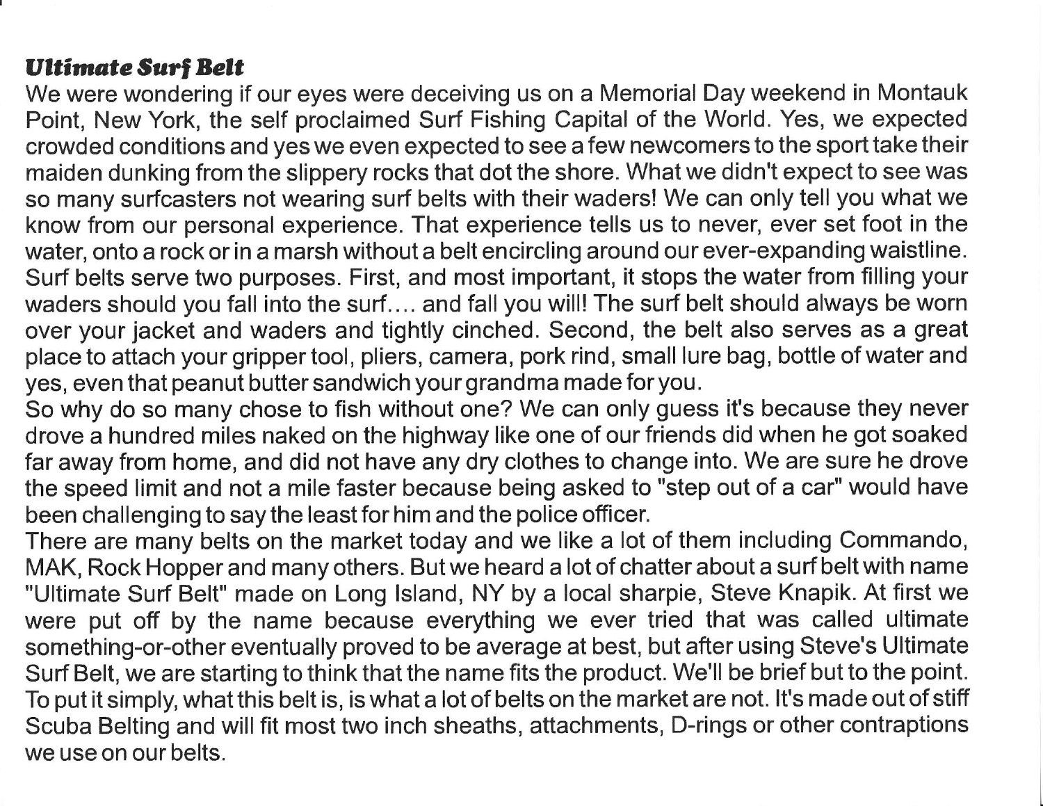***Ultimate Surf Belt***

We were wondering if our eyes were deceiving us on a Memorial Day weekend in Montauk Point, New York, the self proclaimed Surf Fishing Capital of the World. Yes, we expected crowded conditions and yes we even expected to see a few newcomers to the sport take their maiden dunking from the slippery rocks that dot the shore. What we didn't expect to see was so many surfcasters not wearing surf belts with their waders! We can only tell you what we know from our personal experience. That experience tells us to never, ever set foot in the water, onto a rock or in a marsh without a belt encircling around our ever-expanding waistline. Surf belts serve two purposes. First, and most important, it stops the water from filling your waders should you fall into the surf.... and fall you will! The surf belt should always be worn over your jacket and waders and tightly cinched. Second, the belt also serves as a great place to attach your gripper tool, pliers, camera, pork rind, small lure bag, bottle of water and yes, even that peanut butter sandwich your grandma made for you.

So why do so many chose to fish without one? We can only guess it's because they never drove a hundred miles naked on the highway like one of our friends did when he got soaked far away from home, and did not have any dry clothes to change into. We are sure he drove the speed limit and not a mile faster because being asked to "step out of a car" would have been challenging to say the least for him and the police officer.

There are many belts on the market today and we like a lot of them including Commando, MAK, Rock Hopper and many others. But we heard a lot of chatter about a surf belt with name "Ultimate Surf Belt" made on Long Island, NY by a local sharpie, Steve Knapik. At first we were put off by the name because everything we ever tried that was called ultimate something-or-other eventually proved to be average at best, but after using Steve's Ultimate Surf Belt, we are starting to think that the name fits the product. We'll be brief but to the point. To put it simply, what this belt is, is what a lot of belts on the market are not. It's made out of stiff Scuba Belting and will fit most two inch sheaths, attachments, D-rings or other contraptions we use on our belts.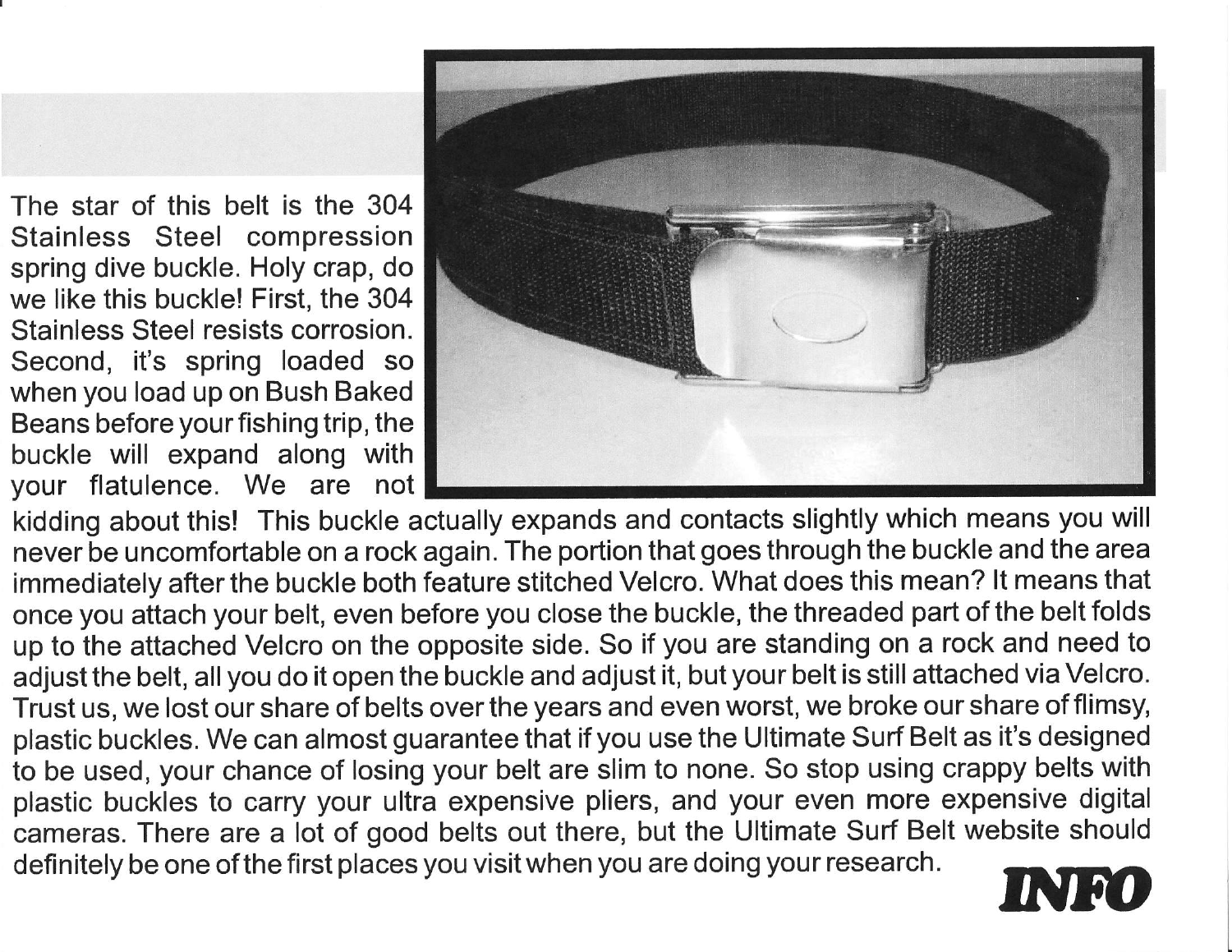The star of this belt is the 304 Stainless Steel compression spring dive buckle. Holy crap, do we like this buckle! First, the 304 Stainless Steel resists corrosion. Second, it's spring loaded so when you load up on Bush Baked Beans before your fishing trip, the buckle will expand along with your flatulence. We are not kidding about this! This buckle actually expands and contacts slightly which means you will never be uncomfortable on a rock again. The portion that goes through the buckle and the area immediately after the buckle both feature stitched Velcro. What does this mean? It means that once you attach your belt, even before you close the buckle, the threaded part of the belt folds up to the attached Velcro on the opposite side. So if you are standing on a rock and need to adjust the belt, all you do it open the buckle and adjust it, but your belt is still attached via Velcro. Trust us, we lost our share of belts over the years and even worst, we broke our share of flimsy, plastic buckles. We can almost guarantee that if you use the Ultimate Surf Belt as it's designed to be used, your chance of losing your belt are slim to none. So stop using crappy belts with plastic buckles to carry your ultra expensive pliers, and your even more expensive digital cameras. There are a lot of good belts out there, but the Ultimate Surf Belt website should definitely be one of the first places you visit when you are doing your research.

**INFO**